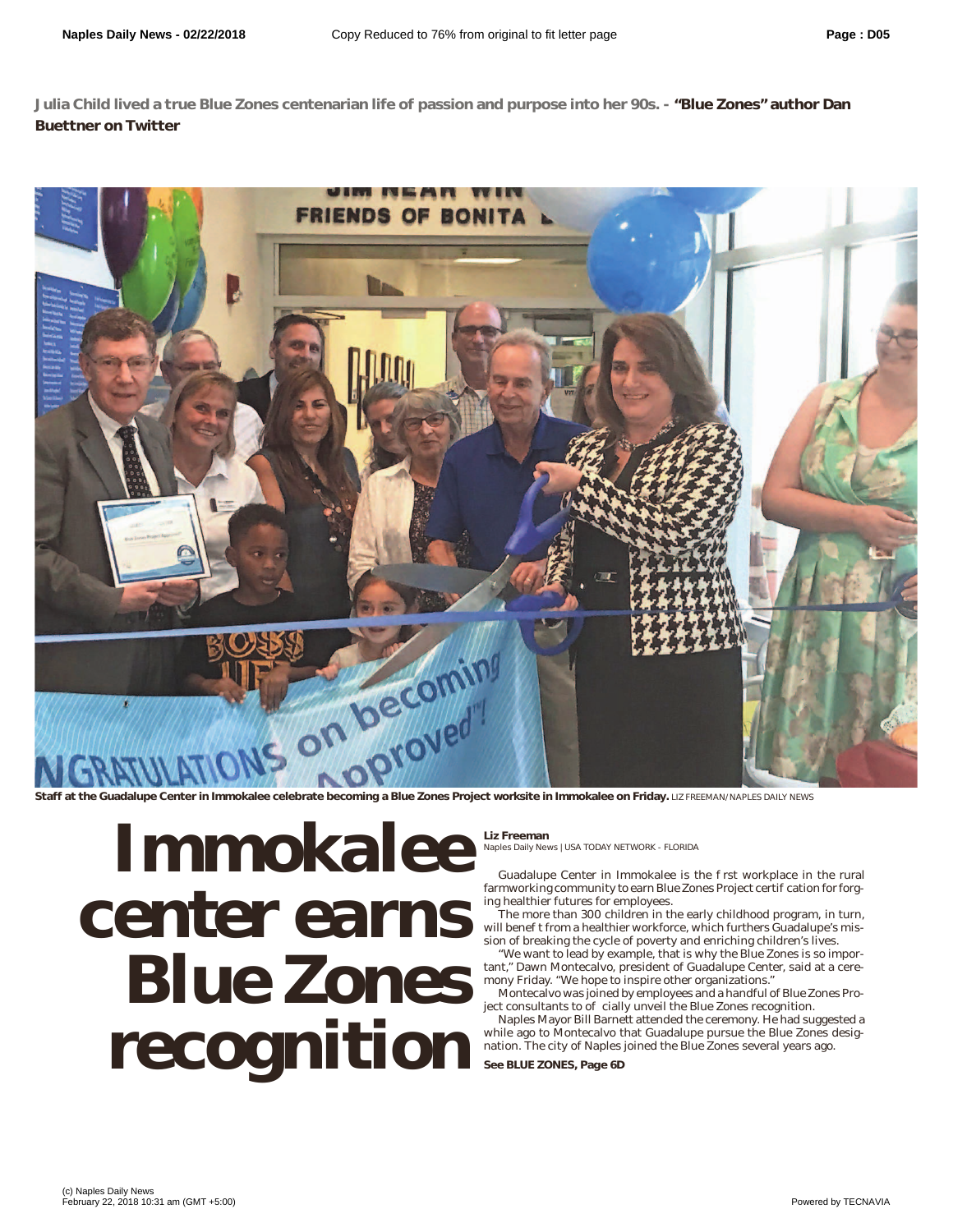Julia Child lived a true Blue Zones centenarian life of passion and purpose into her 90s. - **"Blue Zones" author Dan Buettner on Twitter**

Staff at the Guadalupe Center in Immokalee celebrate becoming a Blue Zones Project worksite in Immokalee on Friday. LIZ FREEMAN/NAPLES DAILY NEWS

# Immokalee center earns Blue Zones recognition

**Liz Freeman**
Naples Daily News | USA TODAY NETWORK - FLORIDA

Guadalupe Center in Immokalee is the first workplace in the rural farmworking community to earn Blue Zones Project certification for forging healthier futures for employees.

The more than 300 children in the early childhood program, in turn, will benefit from a healthier workforce, which furthers Guadalupe's mission of breaking the cycle of poverty and enriching children's lives.

"We want to lead by example, that is why the Blue Zones is so important," Dawn Montecalvo, president of Guadalupe Center, said at a ceremony Friday. "We hope to inspire other organizations."

Montecalvo was joined by employees and a handful of Blue Zones Project consultants to officially unveil the Blue Zones recognition.

Naples Mayor Bill Barnett attended the ceremony. He had suggested a while ago to Montecalvo that Guadalupe pursue the Blue Zones designation. The city of Naples joined the Blue Zones several years ago.

**See BLUE ZONES, Page 6D**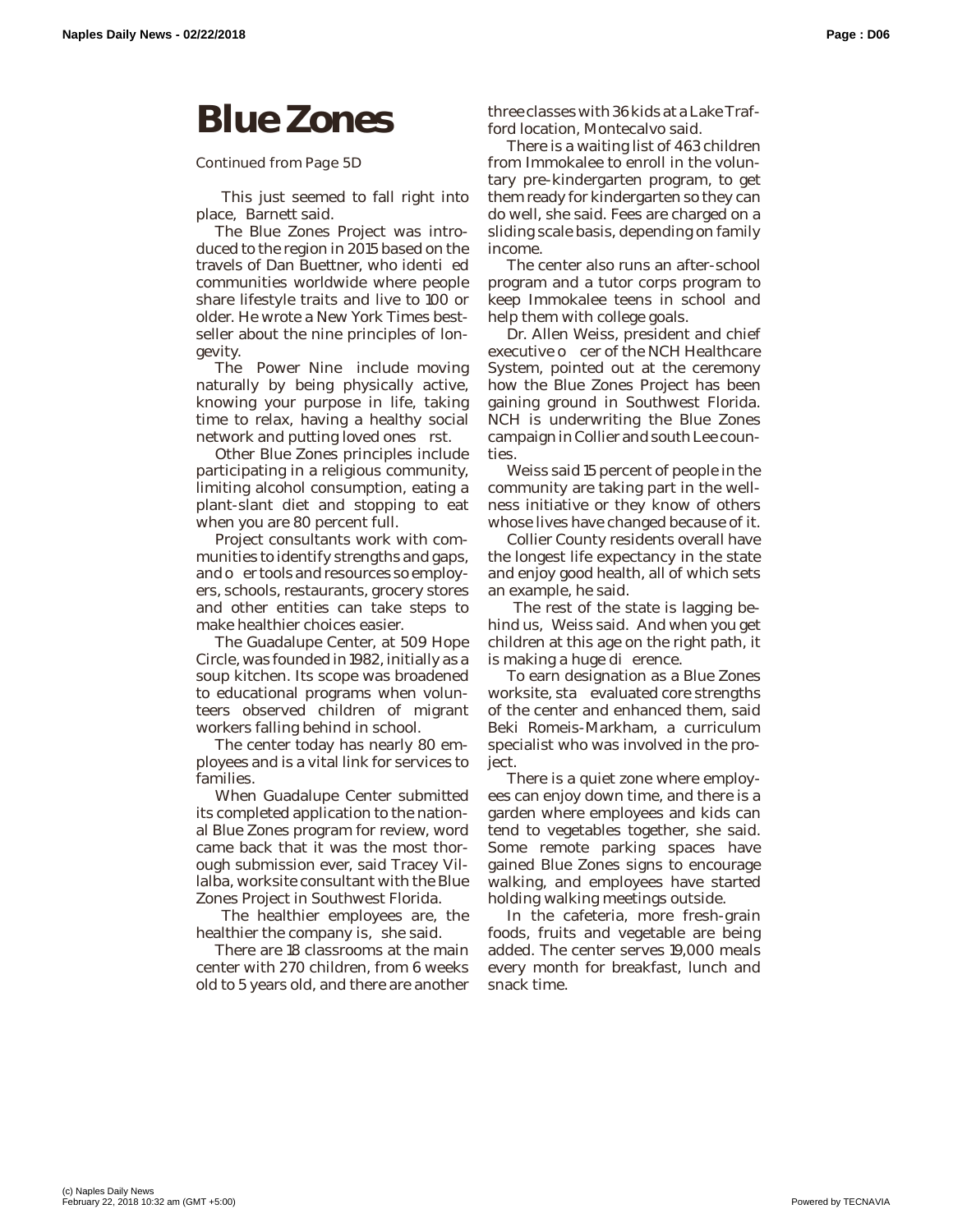# Blue Zones

Continued from Page 5D

This just seemed to fall right into place, Barnett said.

The Blue Zones Project was introduced to the region in 2015 based on the travels of Dan Buettner, who identi ed communities worldwide where people share lifestyle traits and live to 100 or older. He wrote a New York Times bestseller about the nine principles of longevity.

The Power Nine include moving naturally by being physically active, knowing your purpose in life, taking time to relax, having a healthy social network and putting loved ones rst.

Other Blue Zones principles include participating in a religious community, limiting alcohol consumption, eating a plant-slant diet and stopping to eat when you are 80 percent full.

Project consultants work with communities to identify strengths and gaps, and o er tools and resources so employers, schools, restaurants, grocery stores and other entities can take steps to make healthier choices easier.

The Guadalupe Center, at 509 Hope Circle, was founded in 1982, initially as a soup kitchen. Its scope was broadened to educational programs when volunteers observed children of migrant workers falling behind in school.

The center today has nearly 80 employees and is a vital link for services to families.

When Guadalupe Center submitted its completed application to the national Blue Zones program for review, word came back that it was the most thorough submission ever, said Tracey Villalba, worksite consultant with the Blue Zones Project in Southwest Florida.

The healthier employees are, the healthier the company is, she said.

There are 18 classrooms at the main center with 270 children, from 6 weeks old to 5 years old, and there are another three classes with 36 kids at a Lake Trafford location, Montecalvo said.

There is a waiting list of 463 children from Immokalee to enroll in the voluntary pre-kindergarten program, to get them ready for kindergarten so they can do well, she said. Fees are charged on a sliding scale basis, depending on family income.

The center also runs an after-school program and a tutor corps program to keep Immokalee teens in school and help them with college goals.

Dr. Allen Weiss, president and chief executive o cer of the NCH Healthcare System, pointed out at the ceremony how the Blue Zones Project has been gaining ground in Southwest Florida. NCH is underwriting the Blue Zones campaign in Collier and south Lee counties.

Weiss said 15 percent of people in the community are taking part in the wellness initiative or they know of others whose lives have changed because of it.

Collier County residents overall have the longest life expectancy in the state and enjoy good health, all of which sets an example, he said.

The rest of the state is lagging behind us, Weiss said. And when you get children at this age on the right path, it is making a huge di erence.

To earn designation as a Blue Zones worksite, sta evaluated core strengths of the center and enhanced them, said Beki Romeis-Markham, a curriculum specialist who was involved in the project.

There is a quiet zone where employees can enjoy down time, and there is a garden where employees and kids can tend to vegetables together, she said. Some remote parking spaces have gained Blue Zones signs to encourage walking, and employees have started holding walking meetings outside.

In the cafeteria, more fresh-grain foods, fruits and vegetable are being added. The center serves 19,000 meals every month for breakfast, lunch and snack time.